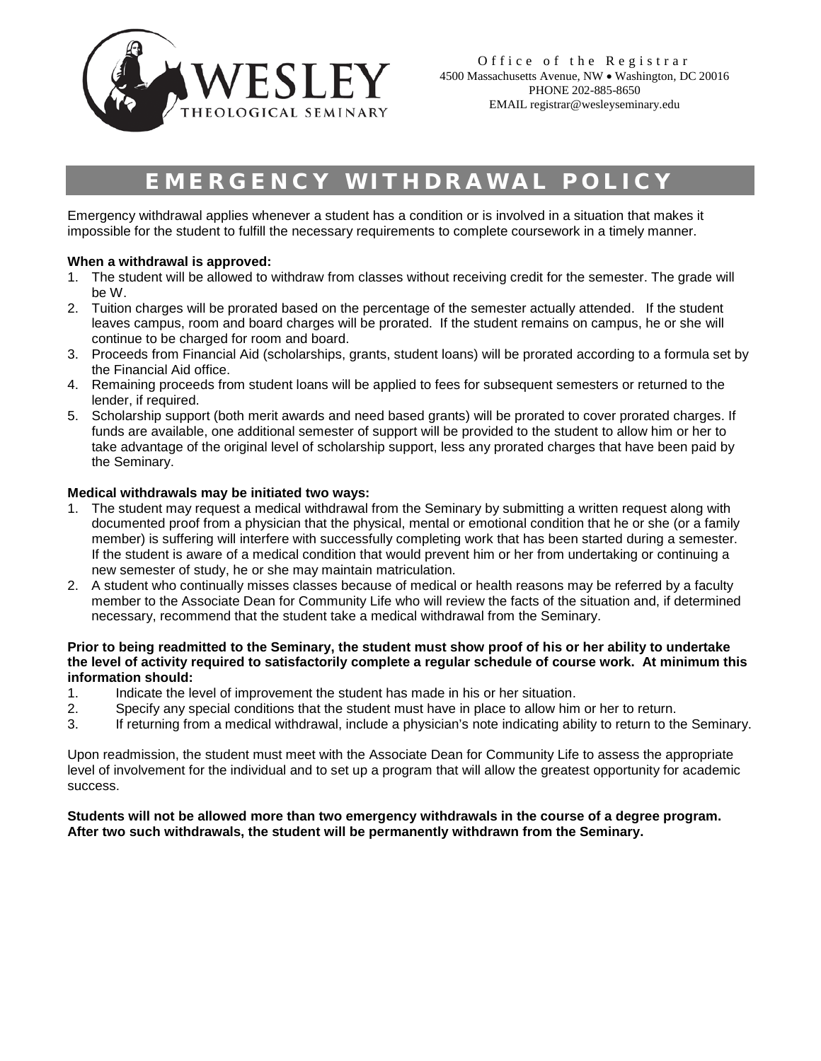# WESLEY THEOLOGICAL SEMINARY

Office of the Registrar
4500 Massachusetts Avenue, NW • Washington, DC 20016
PHONE 202-885-8650
EMAIL registrar@wesleyseminary.edu

## EMERGENCY WITHDRAWAL POLICY

Emergency withdrawal applies whenever a student has a condition or is involved in a situation that makes it impossible for the student to fulfill the necessary requirements to complete coursework in a timely manner.

**When a withdrawal is approved:**

1. The student will be allowed to withdraw from classes without receiving credit for the semester. The grade will be W.
2. Tuition charges will be prorated based on the percentage of the semester actually attended. If the student leaves campus, room and board charges will be prorated. If the student remains on campus, he or she will continue to be charged for room and board.
3. Proceeds from Financial Aid (scholarships, grants, student loans) will be prorated according to a formula set by the Financial Aid office.
4. Remaining proceeds from student loans will be applied to fees for subsequent semesters or returned to the lender, if required.
5. Scholarship support (both merit awards and need based grants) will be prorated to cover prorated charges. If funds are available, one additional semester of support will be provided to the student to allow him or her to take advantage of the original level of scholarship support, less any prorated charges that have been paid by the Seminary.

**Medical withdrawals may be initiated two ways:**

1. The student may request a medical withdrawal from the Seminary by submitting a written request along with documented proof from a physician that the physical, mental or emotional condition that he or she (or a family member) is suffering will interfere with successfully completing work that has been started during a semester. If the student is aware of a medical condition that would prevent him or her from undertaking or continuing a new semester of study, he or she may maintain matriculation.
2. A student who continually misses classes because of medical or health reasons may be referred by a faculty member to the Associate Dean for Community Life who will review the facts of the situation and, if determined necessary, recommend that the student take a medical withdrawal from the Seminary.

**Prior to being readmitted to the Seminary, the student must show proof of his or her ability to undertake the level of activity required to satisfactorily complete a regular schedule of course work. At minimum this information should:**

1. Indicate the level of improvement the student has made in his or her situation.
2. Specify any special conditions that the student must have in place to allow him or her to return.
3. If returning from a medical withdrawal, include a physician's note indicating ability to return to the Seminary.

Upon readmission, the student must meet with the Associate Dean for Community Life to assess the appropriate level of involvement for the individual and to set up a program that will allow the greatest opportunity for academic success.

**Students will not be allowed more than two emergency withdrawals in the course of a degree program. After two such withdrawals, the student will be permanently withdrawn from the Seminary.**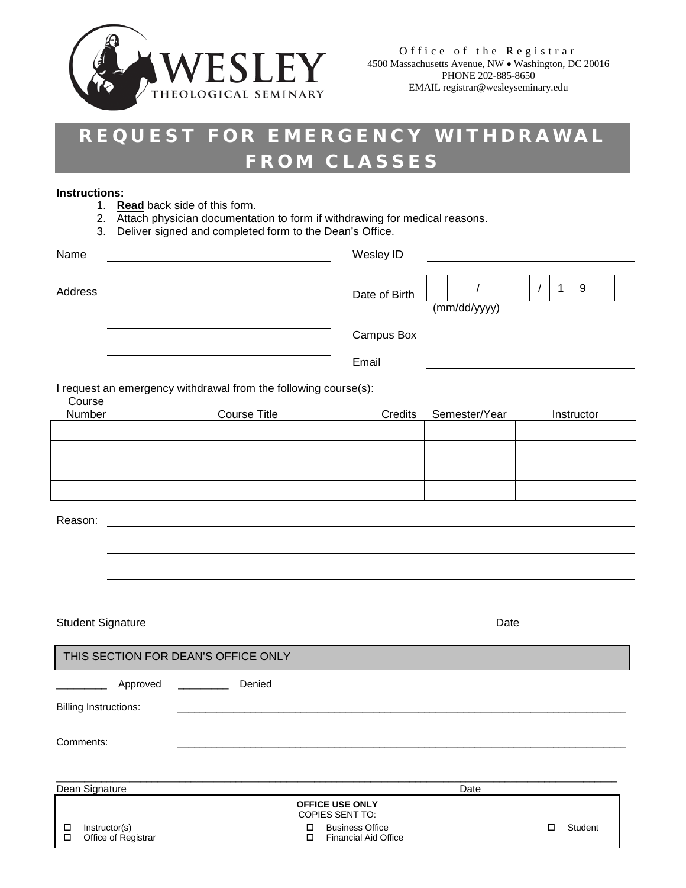Office of the Registrar
4500 Massachusetts Avenue, NW • Washington, DC 20016
PHONE 202-885-8650
EMAIL registrar@wesleyseminary.edu

# REQUEST FOR EMERGENCY WITHDRAWAL FROM CLASSES

**Instructions:**

1. **Read** back side of this form.
2. Attach physician documentation to form if withdrawing for medical reasons.
3. Deliver signed and completed form to the Dean's Office.

Name ______________________________ Wesley ID ______________________________

Address ______________________________ Date of Birth __ __ / __ __ / 1 9 __ __ (mm/dd/yyyy)

______________________________ Campus Box ______________________________

______________________________ Email ______________________________

I request an emergency withdrawal from the following course(s):

| Course Number | Course Title | Credits | Semester/Year | Instructor |
|---|---|---|---|---|
| | | | | |
| | | | | |
| | | | | |
| | | | | |

Reason: ______________________________________________________________

______________________________________________________________

______________________________________________________________

______________________________________________________________ ______________
Student Signature Date

**THIS SECTION FOR DEAN'S OFFICE ONLY**

_________ Approved _________ Denied

Billing Instructions: ______________________________________________________________

Comments: ______________________________________________________________

______________________________________________________________
Dean Signature Date

**OFFICE USE ONLY**
COPIES SENT TO:

- ☐ Instructor(s)
- ☐ Office of Registrar
- ☐ Business Office
- ☐ Financial Aid Office
- ☐ Student